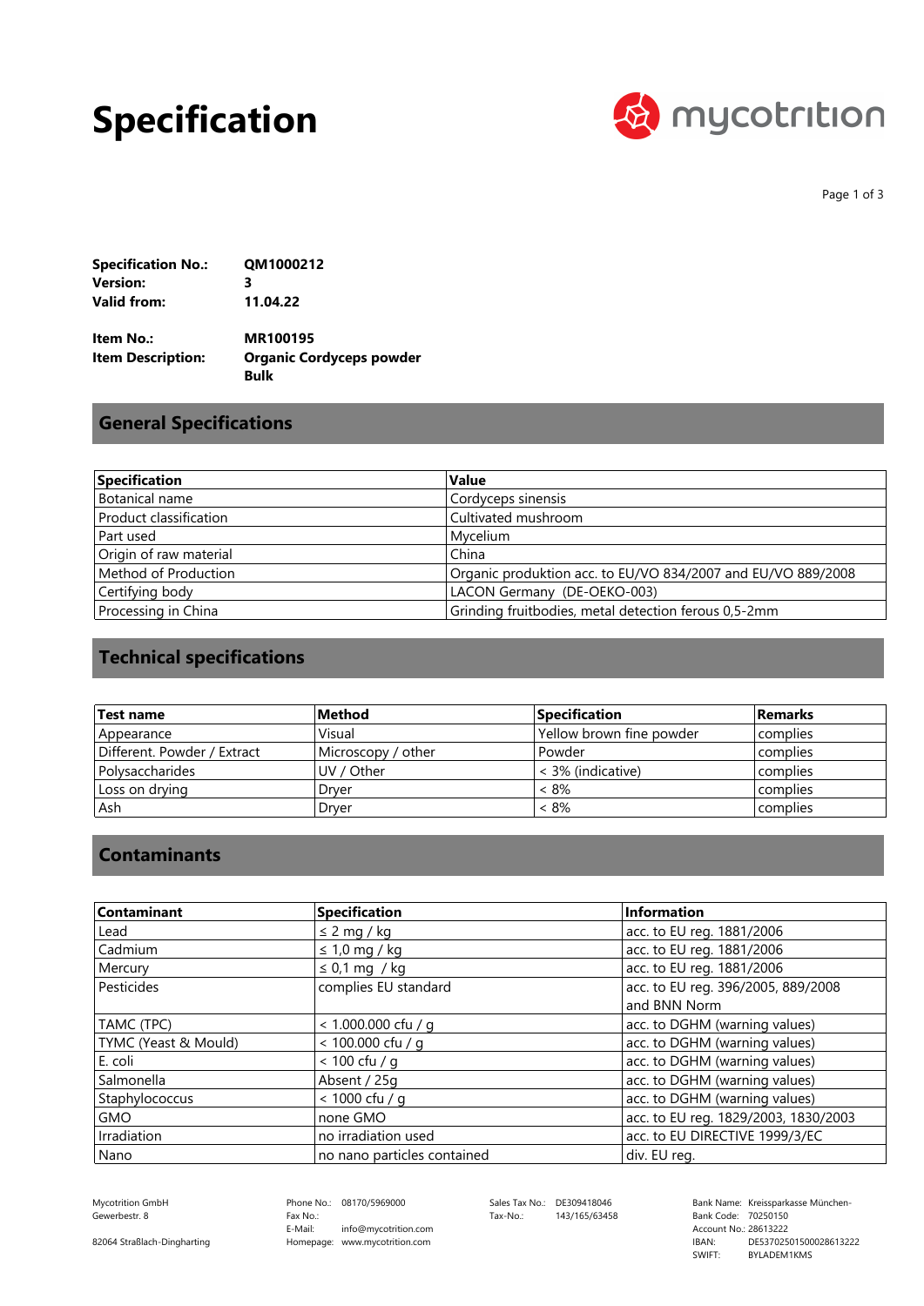# Specification

mycotrition

**Specification No.:** QM1000212
**Version:** 3
**Valid from:** 11.04.22

**Item No.:** MR100195
**Item Description:** Organic Cordyceps powder
Bulk

## General Specifications

| Specification | Value |
|---|---|
| Botanical name | Cordyceps sinensis |
| Product classification | Cultivated mushroom |
| Part used | Mycelium |
| Origin of raw material | China |
| Method of Production | Organic produktion acc. to EU/VO 834/2007 and EU/VO 889/2008 |
| Certifying body | LACON Germany (DE-OEKO-003) |
| Processing in China | Grinding fruitbodies, metal detection ferous 0,5-2mm |

## Technical specifications

| Test name | Method | Specification | Remarks |
|---|---|---|---|
| Appearance | Visual | Yellow brown fine powder | complies |
| Different. Powder / Extract | Microscopy / other | Powder | complies |
| Polysaccharides | UV / Other | < 3% (indicative) | complies |
| Loss on drying | Dryer | < 8% | complies |
| Ash | Dryer | < 8% | complies |

## Contaminants

| Contaminant | Specification | Information |
|---|---|---|
| Lead | ≤ 2 mg / kg | acc. to EU reg. 1881/2006 |
| Cadmium | ≤ 1,0 mg / kg | acc. to EU reg. 1881/2006 |
| Mercury | ≤ 0,1 mg / kg | acc. to EU reg. 1881/2006 |
| Pesticides | complies EU standard | acc. to EU reg. 396/2005, 889/2008 and BNN Norm |
| TAMC (TPC) | < 1.000.000 cfu / g | acc. to DGHM (warning values) |
| TYMC (Yeast & Mould) | < 100.000 cfu / g | acc. to DGHM (warning values) |
| E. coli | < 100 cfu / g | acc. to DGHM (warning values) |
| Salmonella | Absent / 25g | acc. to DGHM (warning values) |
| Staphylococcus | < 1000 cfu / g | acc. to DGHM (warning values) |
| GMO | none GMO | acc. to EU reg. 1829/2003, 1830/2003 |
| Irradiation | no irradiation used | acc. to EU DIRECTIVE 1999/3/EC |
| Nano | no nano particles contained | div. EU reg. |

Mycotrition GmbH
Gewerbestr. 8
82064 Straßlach-Dingharting

Phone No.: 08170/5969000
Fax No.:
E-Mail: info@mycotrition.com
Homepage: www.mycotrition.com

Sales Tax No.: DE309418046
Tax-No.: 143/165/63458

Bank Name: Kreissparkasse München-
Bank Code: 70250150
Account No.: 28613222
IBAN: DE53702501500028613222
SWIFT: BYLADEM1KMS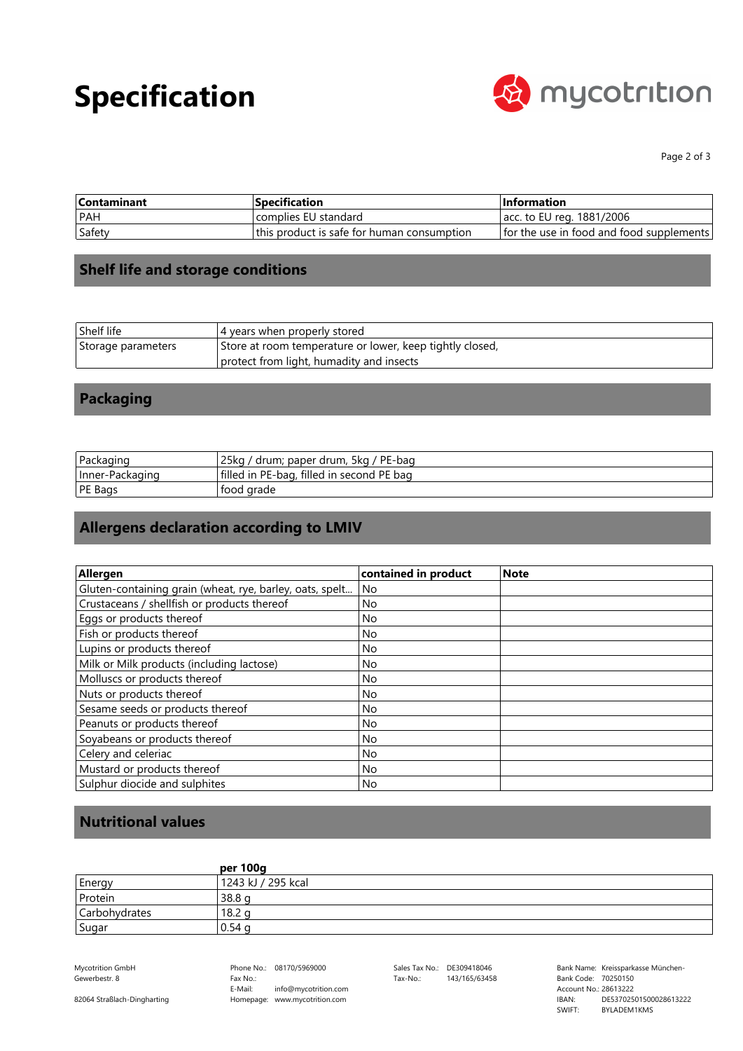# Specification

| Contaminant | Specification | Information |
| --- | --- | --- |
| PAH | complies EU standard | acc. to EU reg. 1881/2006 |
| Safety | this product is safe for human consumption | for the use in food and food supplements |

## Shelf life and storage conditions

| | |
| --- | --- |
| Shelf life | 4 years when properly stored |
| Storage parameters | Store at room temperature or lower, keep tightly closed, protect from light, humadity and insects |

## Packaging

| | |
| --- | --- |
| Packaging | 25kg / drum; paper drum, 5kg / PE-bag |
| Inner-Packaging | filled in PE-bag, filled in second PE bag |
| PE Bags | food grade |

## Allergens declaration according to LMIV

| Allergen | contained in product | Note |
| --- | --- | --- |
| Gluten-containing grain (wheat, rye, barley, oats, spelt... | No | |
| Crustaceans / shellfish or products thereof | No | |
| Eggs or products thereof | No | |
| Fish or products thereof | No | |
| Lupins or products thereof | No | |
| Milk or Milk products (including lactose) | No | |
| Molluscs or products thereof | No | |
| Nuts or products thereof | No | |
| Sesame seeds or products thereof | No | |
| Peanuts or products thereof | No | |
| Soyabeans or products thereof | No | |
| Celery and celeriac | No | |
| Mustard or products thereof | No | |
| Sulphur diocide and sulphites | No | |

## Nutritional values

| | per 100g |
| --- | --- |
| Energy | 1243 kJ / 295 kcal |
| Protein | 38.8 g |
| Carbohydrates | 18.2 g |
| Sugar | 0.54 g |

Mycotrition GmbH
Gewerbestr. 8
82064 Straßlach-Dingharting

Phone No.: 08170/5969000
Fax No.:
E-Mail: info@mycotrition.com
Homepage: www.mycotrition.com

Sales Tax No.: DE309418046
Tax-No.: 143/165/63458

Bank Name: Kreissparkasse München-
Bank Code: 70250150
Account No.: 28613222
IBAN: DE53702501500028613222
SWIFT: BYLADEM1KMS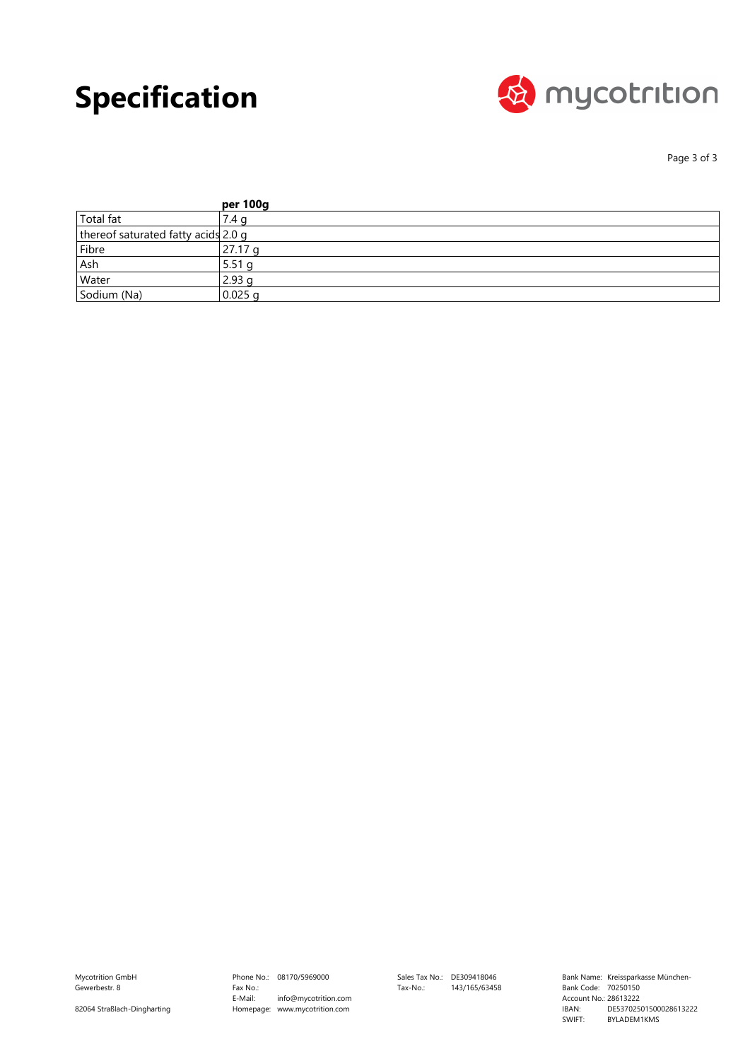# Specification

| | per 100g |
|---|---|
| Total fat | 7.4 g |
| thereof saturated fatty acids | 2.0 g |
| Fibre | 27.17 g |
| Ash | 5.51 g |
| Water | 2.93 g |
| Sodium (Na) | 0.025 g |

Mycotrition GmbH
Gewerbestr. 8

82064 Straßlach-Dingharting

Phone No.: 08170/5969000
Fax No.:
E-Mail: info@mycotrition.com
Homepage: www.mycotrition.com

Sales Tax No.: DE309418046
Tax-No.: 143/165/63458

Bank Name: Kreissparkasse München-
Bank Code: 70250150
Account No.: 28613222
IBAN: DE53702501500028613222
SWIFT: BYLADEM1KMS